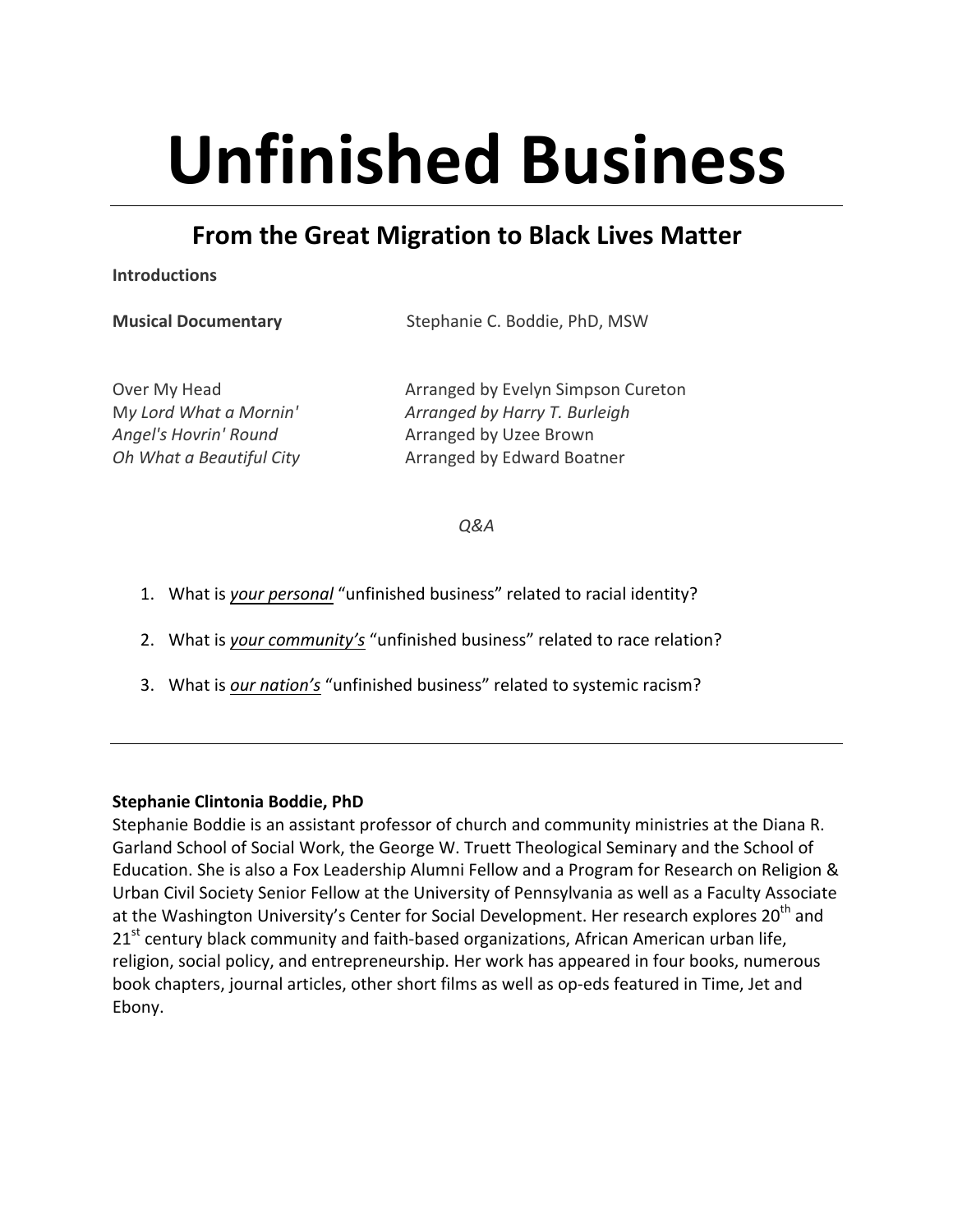# Unfinished Business

## From the Great Migration to Black Lives Matter

**Introductions**

**Musical Documentary** Stephanie C. Boddie, PhD, MSW

| | |
|---|---|
| Over My Head | Arranged by Evelyn Simpson Cureton |
| My *Lord What a Mornin'* | *Arranged by Harry T. Burleigh* |
| *Angel's Hovrin' Round* | Arranged by Uzee Brown |
| *Oh What a Beautiful City* | Arranged by Edward Boatner |

*Q&A*

1. What is ***your personal*** "unfinished business" related to racial identity?
2. What is ***your community's*** "unfinished business" related to race relation?
3. What is ***our nation's*** "unfinished business" related to systemic racism?

---

**Stephanie Clintonia Boddie, PhD**

Stephanie Boddie is an assistant professor of church and community ministries at the Diana R. Garland School of Social Work, the George W. Truett Theological Seminary and the School of Education. She is also a Fox Leadership Alumni Fellow and a Program for Research on Religion & Urban Civil Society Senior Fellow at the University of Pennsylvania as well as a Faculty Associate at the Washington University's Center for Social Development. Her research explores 20th and 21st century black community and faith-based organizations, African American urban life, religion, social policy, and entrepreneurship. Her work has appeared in four books, numerous book chapters, journal articles, other short films as well as op-eds featured in Time, Jet and Ebony.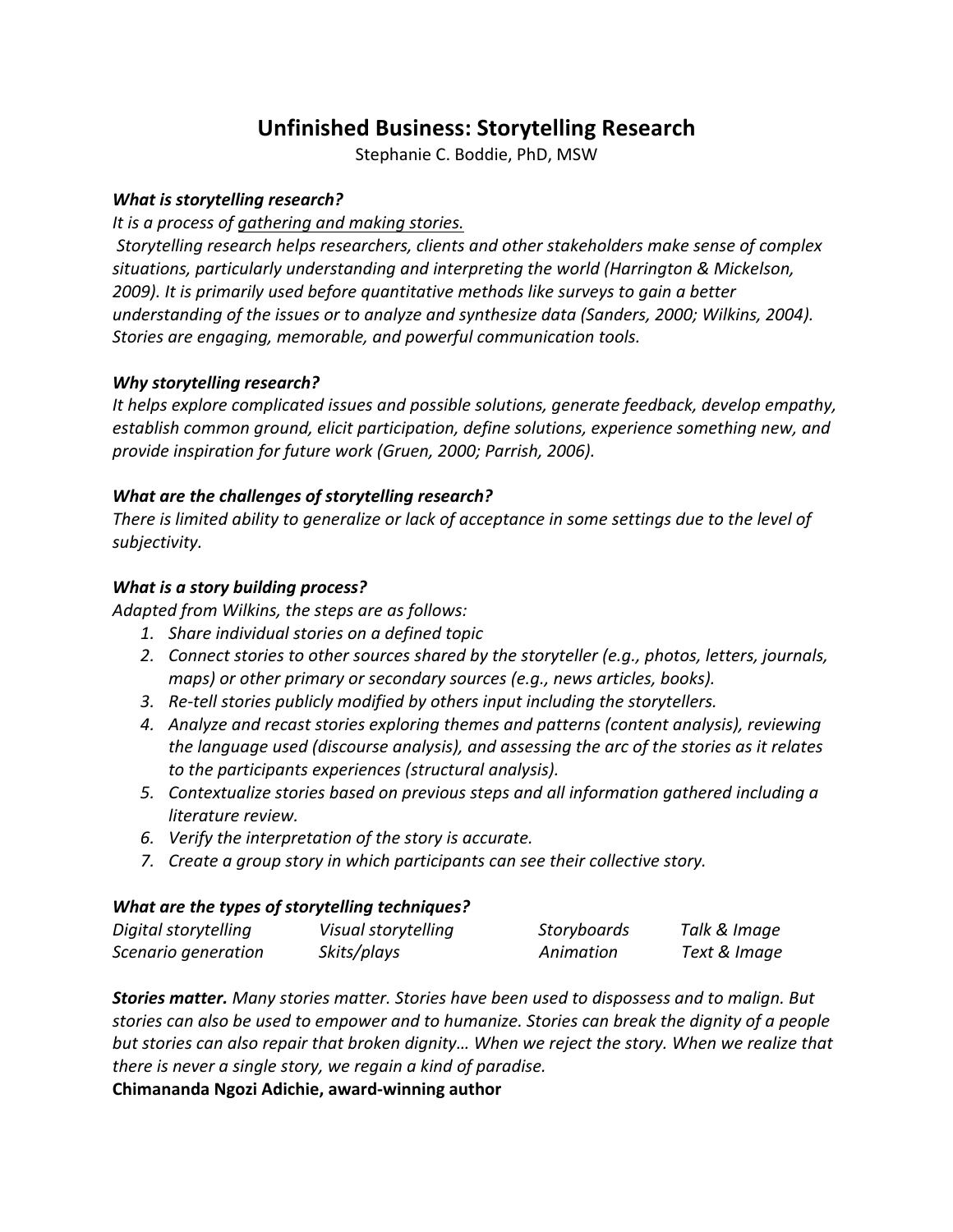# Unfinished Business: Storytelling Research

Stephanie C. Boddie, PhD, MSW

***What is storytelling research?***

*It is a process of <u>gathering and making stories.</u>*

*Storytelling research helps researchers, clients and other stakeholders make sense of complex situations, particularly understanding and interpreting the world (Harrington & Mickelson, 2009). It is primarily used before quantitative methods like surveys to gain a better understanding of the issues or to analyze and synthesize data (Sanders, 2000; Wilkins, 2004). Stories are engaging, memorable, and powerful communication tools.*

***Why storytelling research?***

*It helps explore complicated issues and possible solutions, generate feedback, develop empathy, establish common ground, elicit participation, define solutions, experience something new, and provide inspiration for future work (Gruen, 2000; Parrish, 2006).*

***What are the challenges of storytelling research?***

*There is limited ability to generalize or lack of acceptance in some settings due to the level of subjectivity.*

***What is a story building process?***

*Adapted from Wilkins, the steps are as follows:*

1. *Share individual stories on a defined topic*
2. *Connect stories to other sources shared by the storyteller (e.g., photos, letters, journals, maps) or other primary or secondary sources (e.g., news articles, books).*
3. *Re-tell stories publicly modified by others input including the storytellers.*
4. *Analyze and recast stories exploring themes and patterns (content analysis), reviewing the language used (discourse analysis), and assessing the arc of the stories as it relates to the participants experiences (structural analysis).*
5. *Contextualize stories based on previous steps and all information gathered including a literature review.*
6. *Verify the interpretation of the story is accurate.*
7. *Create a group story in which participants can see their collective story.*

***What are the types of storytelling techniques?***

| | | | |
|---|---|---|---|
| *Digital storytelling* | *Visual storytelling* | *Storyboards* | *Talk & Image* |
| *Scenario generation* | *Skits/plays* | *Animation* | *Text & Image* |

***Stories matter.*** *Many stories matter. Stories have been used to dispossess and to malign. But stories can also be used to empower and to humanize. Stories can break the dignity of a people but stories can also repair that broken dignity… When we reject the story. When we realize that there is never a single story, we regain a kind of paradise.*

**Chimananda Ngozi Adichie, award-winning author**